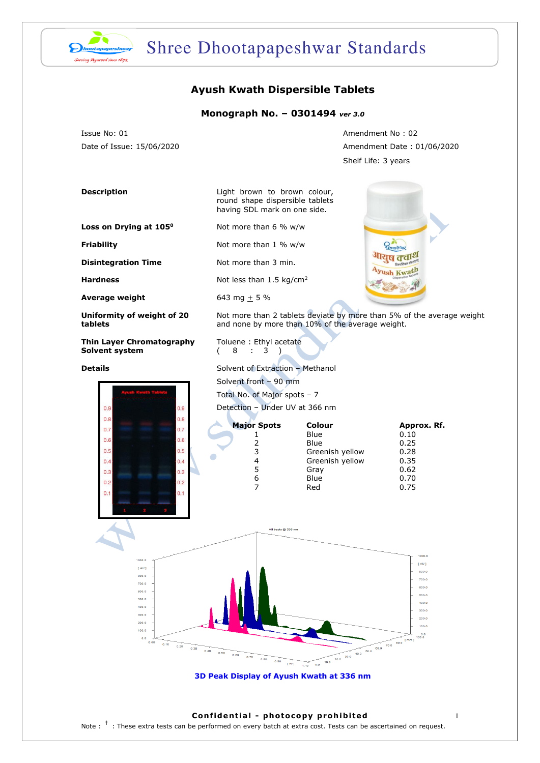# Ayush Kwath Dispersible Tablets

## Monograph No. – 0301494 *ver 3.0*

Issue No: 01
Date of Issue: 15/06/2020

Amendment No : 02
Amendment Date : 01/06/2020
Shelf Life: 3 years

| | |
|---|---|
| **Description** | Light brown to brown colour, round shape dispersible tablets having SDL mark on one side. |
| **Loss on Drying at 105⁰** | Not more than 6 % w/w |
| **Friability** | Not more than 1 % w/w |
| **Disintegration Time** | Not more than 3 min. |
| **Hardness** | Not less than 1.5 kg/$cm^2$ |
| **Average weight** | 643 mg ± 5 % |
| **Uniformity of weight of 20 tablets** | Not more than 2 tablets deviate by more than 5% of the average weight and none by more than 10% of the average weight. |
| **Thin Layer Chromatography Solvent system** | Toluene : Ethyl acetate ( 8 : 3 ) |
| **Details** | Solvent of Extraction – Methanol<br>Solvent front – 90 mm<br>Total No. of Major spots – 7<br>Detection – Under UV at 366 nm |

| Major Spots | Colour | Approx. Rf. |
|---|---|---|
| 1 | Blue | 0.10 |
| 2 | Blue | 0.25 |
| 3 | Greenish yellow | 0.28 |
| 4 | Greenish yellow | 0.35 |
| 5 | Gray | 0.62 |
| 6 | Blue | 0.70 |
| 7 | Red | 0.75 |

3D Peak Display of Ayush Kwath at 336 nm

**Confidential - photocopy prohibited**

Note : † : These extra tests can be performed on every batch at extra cost. Tests can be ascertained on request.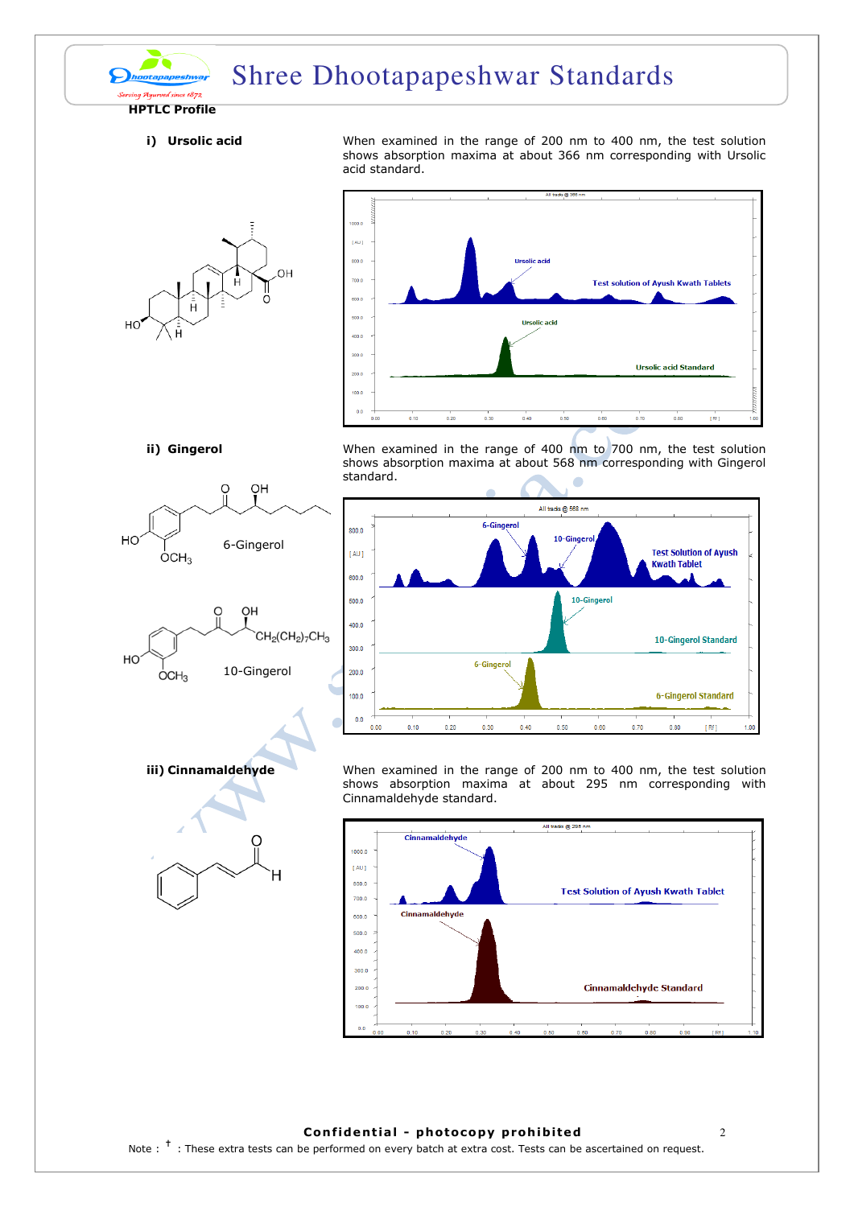## HPTLC Profile

### i) Ursolic acid

When examined in the range of 200 nm to 400 nm, the test solution shows absorption maxima at about 366 nm corresponding with Ursolic acid standard.

### ii) Gingerol

When examined in the range of 400 nm to 700 nm, the test solution shows absorption maxima at about 568 nm corresponding with Gingerol standard.

6-Gingerol

10-Gingerol

### iii) Cinnamaldehyde

When examined in the range of 200 nm to 400 nm, the test solution shows absorption maxima at about 295 nm corresponding with Cinnamaldehyde standard.

**Confidential - photocopy prohibited**

Note : † : These extra tests can be performed on every batch at extra cost. Tests can be ascertained on request.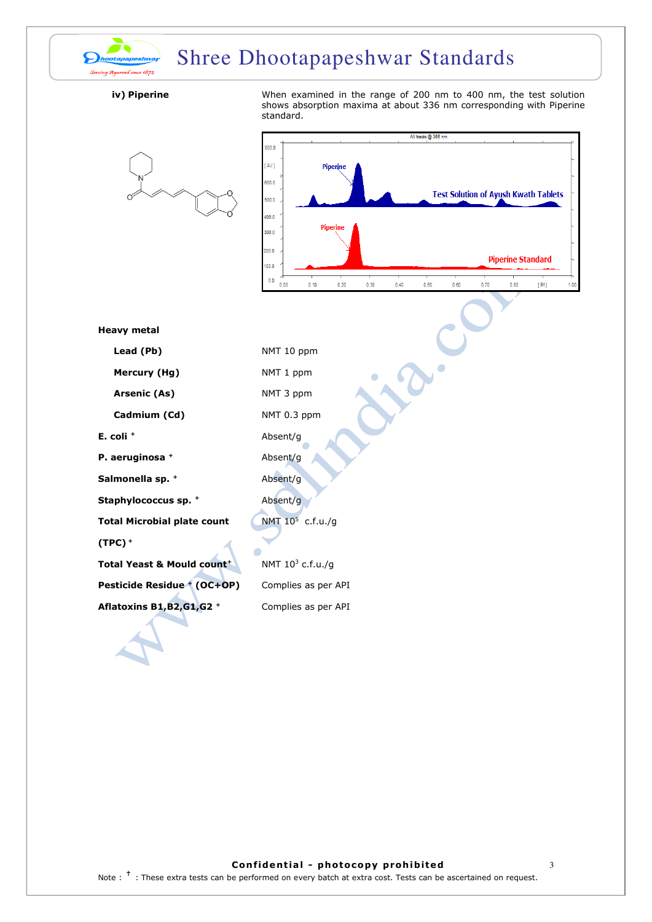**iv) Piperine**

When examined in the range of 200 nm to 400 nm, the test solution shows absorption maxima at about 336 nm corresponding with Piperine standard.

All tracks @ 336 nm

Piperine

Test Solution of Ayush Kwath Tablets

Piperine

Piperine Standard

[ AU ]

800.0

600.0

500.0

400.0

300.0

200.0

100.0

0.0

0.00 0.10 0.20 0.30 0.40 0.50 0.60 0.70 0.80 [ Rf ] 1.00

| | |
|---|---|
| **Heavy metal** | |
| **Lead (Pb)** | NMT 10 ppm |
| **Mercury (Hg)** | NMT 1 ppm |
| **Arsenic (As)** | NMT 3 ppm |
| **Cadmium (Cd)** | NMT 0.3 ppm |
| **E. coli** + | Absent/g |
| **P. aeruginosa** + | Absent/g |
| **Salmonella sp.** + | Absent/g |
| **Staphylococcus sp.** + | Absent/g |
| **Total Microbial plate count (TPC)** + | NMT $10^5$ c.f.u./g |
| **Total Yeast & Mould count** + | NMT $10^3$ c.f.u./g |
| **Pesticide Residue** + **(OC+OP)** | Complies as per API |
| **Aflatoxins B1,B2,G1,G2** + | Complies as per API |

**Confidential - photocopy prohibited**

Note : † : These extra tests can be performed on every batch at extra cost. Tests can be ascertained on request.